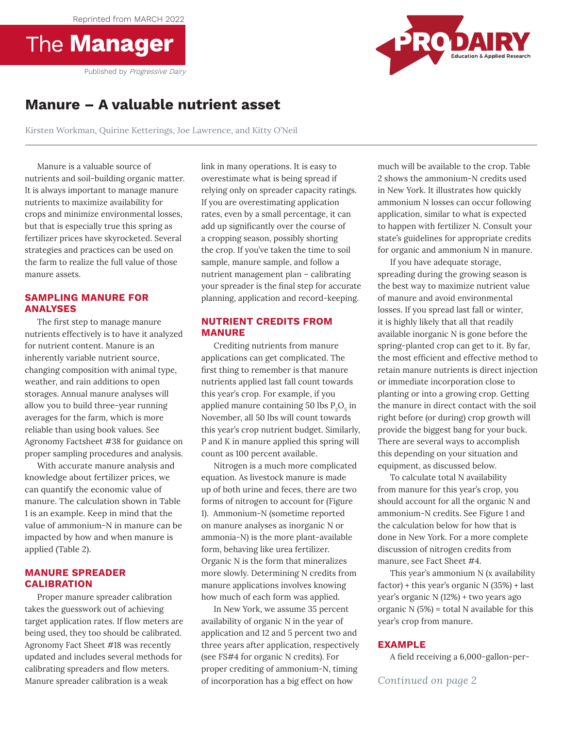Reprinted from MARCH 2022

The **Manager**

Published by *Progressive Dairy*

PRO DAIRY Education & Applied Research

# Manure – A valuable nutrient asset

Kirsten Workman, Quirine Ketterings, Joe Lawrence, and Kitty O'Neil

Manure is a valuable source of nutrients and soil-building organic matter. It is always important to manage manure nutrients to maximize availability for crops and minimize environmental losses, but that is especially true this spring as fertilizer prices have skyrocketed. Several strategies and practices can be used on the farm to realize the full value of those manure assets.

## SAMPLING MANURE FOR ANALYSES

The first step to manage manure nutrients effectively is to have it analyzed for nutrient content. Manure is an inherently variable nutrient source, changing composition with animal type, weather, and rain additions to open storages. Annual manure analyses will allow you to build three-year running averages for the farm, which is more reliable than using book values. See Agronomy Factsheet #38 for guidance on proper sampling procedures and analysis.

With accurate manure analysis and knowledge about fertilizer prices, we can quantify the economic value of manure. The calculation shown in Table 1 is an example. Keep in mind that the value of ammonium-N in manure can be impacted by how and when manure is applied (Table 2).

## MANURE SPREADER CALIBRATION

Proper manure spreader calibration takes the guesswork out of achieving target application rates. If flow meters are being used, they too should be calibrated. Agronomy Fact Sheet #18 was recently updated and includes several methods for calibrating spreaders and flow meters. Manure spreader calibration is a weak link in many operations. It is easy to overestimate what is being spread if relying only on spreader capacity ratings. If you are overestimating application rates, even by a small percentage, it can add up significantly over the course of a cropping season, possibly shorting the crop. If you've taken the time to soil sample, manure sample, and follow a nutrient management plan – calibrating your spreader is the final step for accurate planning, application and record-keeping.

## NUTRIENT CREDITS FROM MANURE

Crediting nutrients from manure applications can get complicated. The first thing to remember is that manure nutrients applied last fall count towards this year's crop. For example, if you applied manure containing 50 lbs $P_2O_5$ in November, all 50 lbs will count towards this year's crop nutrient budget. Similarly, P and K in manure applied this spring will count as 100 percent available.

Nitrogen is a much more complicated equation. As livestock manure is made up of both urine and feces, there are two forms of nitrogen to account for (Figure 1). Ammonium-N (sometime reported on manure analyses as inorganic N or ammonia-N) is the more plant-available form, behaving like urea fertilizer. Organic N is the form that mineralizes more slowly. Determining N credits from manure applications involves knowing how much of each form was applied.

In New York, we assume 35 percent availability of organic N in the year of application and 12 and 5 percent two and three years after application, respectively (see FS#4 for organic N credits). For proper crediting of ammonium-N, timing of incorporation has a big effect on how much will be available to the crop. Table 2 shows the ammonium-N credits used in New York. It illustrates how quickly ammonium N losses can occur following application, similar to what is expected to happen with fertilizer N. Consult your state's guidelines for appropriate credits for organic and ammonium N in manure.

If you have adequate storage, spreading during the growing season is the best way to maximize nutrient value of manure and avoid environmental losses. If you spread last fall or winter, it is highly likely that all that readily available inorganic N is gone before the spring-planted crop can get to it. By far, the most efficient and effective method to retain manure nutrients is direct injection or immediate incorporation close to planting or into a growing crop. Getting the manure in direct contact with the soil right before (or during) crop growth will provide the biggest bang for your buck. There are several ways to accomplish this depending on your situation and equipment, as discussed below.

To calculate total N availability from manure for this year's crop, you should account for all the organic N and ammonium-N credits. See Figure 1 and the calculation below for how that is done in New York. For a more complete discussion of nitrogen credits from manure, see Fact Sheet #4.

This year's ammonium N (x availability factor) + this year's organic N (35%) + last year's organic N (12%) + two years ago organic N (5%) = total N available for this year's crop from manure.

## EXAMPLE

A field receiving a 6,000-gallon-per-

*Continued on page 2*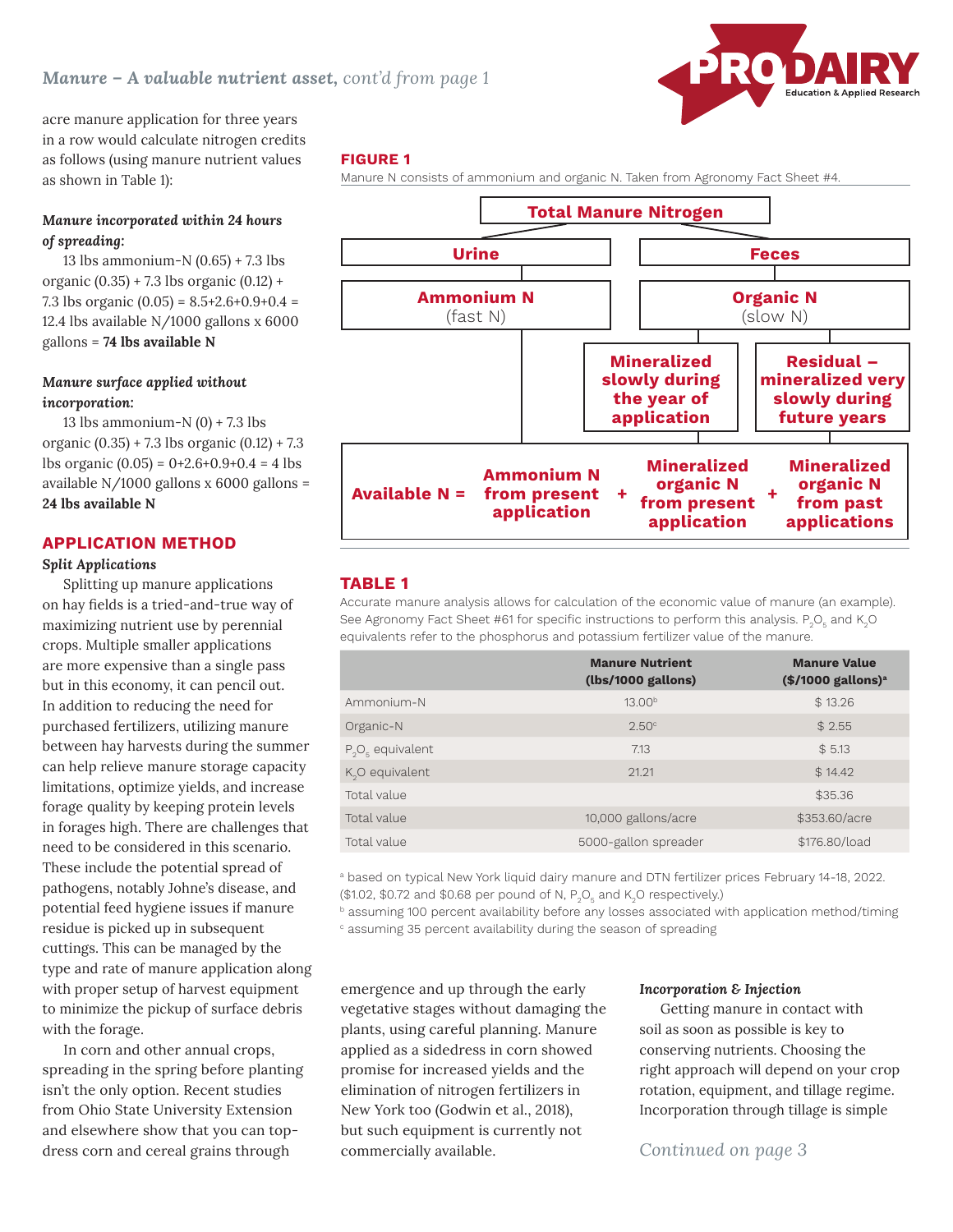# *Manure – A valuable nutrient asset, cont'd from page 1*

acre manure application for three years in a row would calculate nitrogen credits as follows (using manure nutrient values as shown in Table 1):

***Manure incorporated within 24 hours of spreading:***

13 lbs ammonium-N (0.65) + 7.3 lbs organic (0.35) + 7.3 lbs organic (0.12) + 7.3 lbs organic (0.05) = 8.5+2.6+0.9+0.4 = 12.4 lbs available N/1000 gallons x 6000 gallons = **74 lbs available N**

***Manure surface applied without incorporation:***

13 lbs ammonium-N (0) + 7.3 lbs organic (0.35) + 7.3 lbs organic (0.12) + 7.3 lbs organic (0.05) = 0+2.6+0.9+0.4 = 4 lbs available N/1000 gallons x 6000 gallons = **24 lbs available N**

## APPLICATION METHOD

***Split Applications***

Splitting up manure applications on hay fields is a tried-and-true way of maximizing nutrient use by perennial crops. Multiple smaller applications are more expensive than a single pass but in this economy, it can pencil out. In addition to reducing the need for purchased fertilizers, utilizing manure between hay harvests during the summer can help relieve manure storage capacity limitations, optimize yields, and increase forage quality by keeping protein levels in forages high. There are challenges that need to be considered in this scenario. These include the potential spread of pathogens, notably Johne's disease, and potential feed hygiene issues if manure residue is picked up in subsequent cuttings. This can be managed by the type and rate of manure application along with proper setup of harvest equipment to minimize the pickup of surface debris with the forage.

In corn and other annual crops, spreading in the spring before planting isn't the only option. Recent studies from Ohio State University Extension and elsewhere show that you can top-dress corn and cereal grains through emergence and up through the early vegetative stages without damaging the plants, using careful planning. Manure applied as a sidedress in corn showed promise for increased yields and the elimination of nitrogen fertilizers in New York too (Godwin et al., 2018), but such equipment is currently not commercially available.

***Incorporation & Injection***

Getting manure in contact with soil as soon as possible is key to conserving nutrients. Choosing the right approach will depend on your crop rotation, equipment, and tillage regime. Incorporation through tillage is simple

*Continued on page 3*

**FIGURE 1**

Manure N consists of ammonium and organic N. Taken from Agronomy Fact Sheet #4.

**Total Manure Nitrogen**
- **Urine** → **Ammonium N** (fast N)
- **Feces** → **Organic N** (slow N)
  - **Mineralized slowly during the year of application**
  - **Residual – mineralized very slowly during future years**

**Available N = Ammonium N from present application + Mineralized organic N from present application + Mineralized organic N from past applications**

**TABLE 1**

Accurate manure analysis allows for calculation of the economic value of manure (an example). See Agronomy Fact Sheet #61 for specific instructions to perform this analysis. $P_2O_5$ and $K_2O$ equivalents refer to the phosphorus and potassium fertilizer value of the manure.

| | Manure Nutrient (lbs/1000 gallons) | Manure Value ($/1000 gallons)[a] |
|---|---|---|
| Ammonium-N | 13.00[b] | $ 13.26 |
| Organic-N | 2.50[c] | $ 2.55 |
| $P_2O_5$ equivalent | 7.13 | $ 5.13 |
| $K_2O$ equivalent | 21.21 | $ 14.42 |
| Total value | | $35.36 |
| Total value | 10,000 gallons/acre | $353.60/acre |
| Total value | 5000-gallon spreader | $176.80/load |

[a] based on typical New York liquid dairy manure and DTN fertilizer prices February 14-18, 2022. ($1.02, $0.72 and $0.68 per pound of N, $P_2O_5$ and $K_2O$ respectively.)
[b] assuming 100 percent availability before any losses associated with application method/timing
[c] assuming 35 percent availability during the season of spreading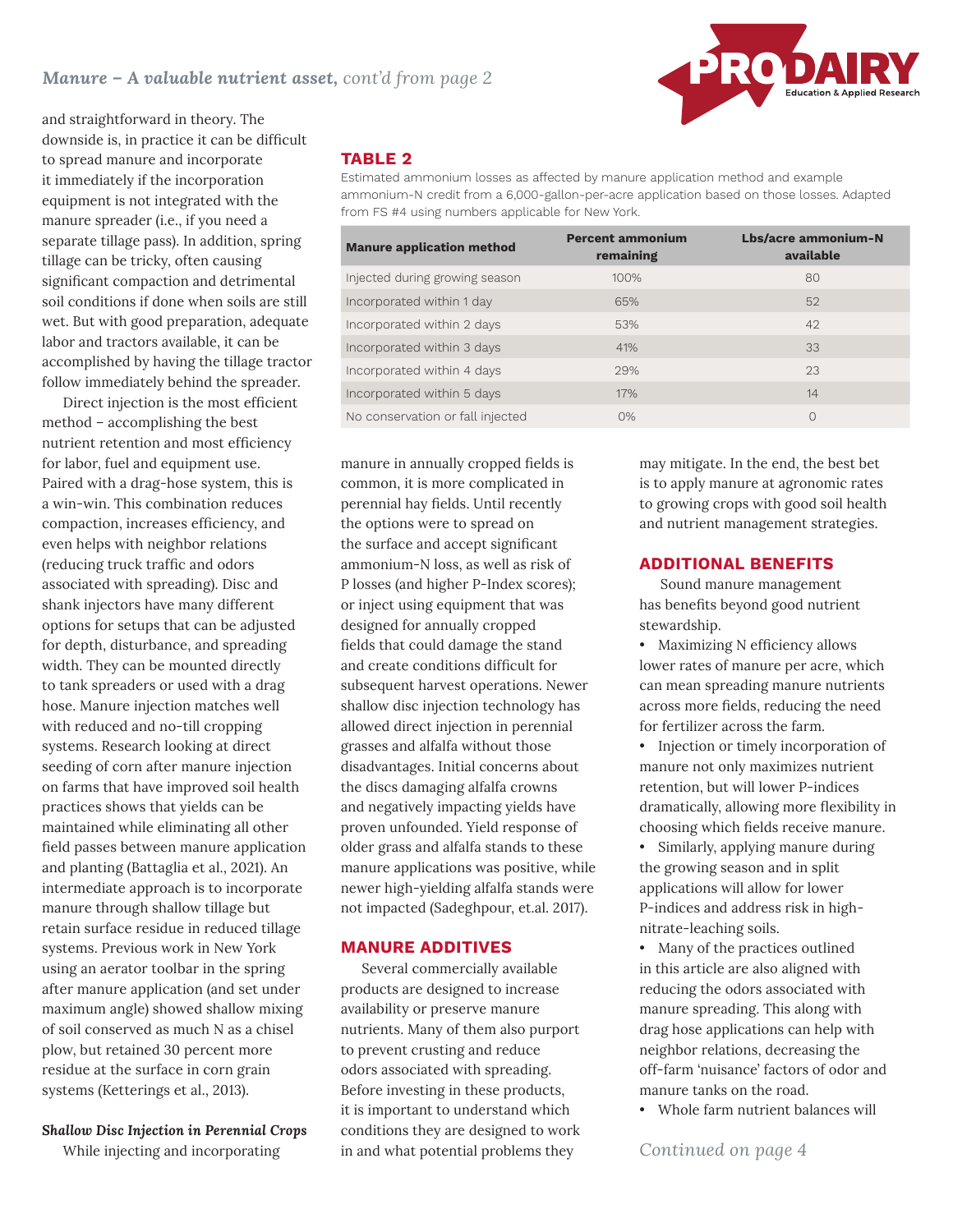*Manure – A valuable nutrient asset, cont'd from page 2*

and straightforward in theory. The downside is, in practice it can be difficult to spread manure and incorporate it immediately if the incorporation equipment is not integrated with the manure spreader (i.e., if you need a separate tillage pass). In addition, spring tillage can be tricky, often causing significant compaction and detrimental soil conditions if done when soils are still wet. But with good preparation, adequate labor and tractors available, it can be accomplished by having the tillage tractor follow immediately behind the spreader.

Direct injection is the most efficient method – accomplishing the best nutrient retention and most efficiency for labor, fuel and equipment use. Paired with a drag-hose system, this is a win-win. This combination reduces compaction, increases efficiency, and even helps with neighbor relations (reducing truck traffic and odors associated with spreading). Disc and shank injectors have many different options for setups that can be adjusted for depth, disturbance, and spreading width. They can be mounted directly to tank spreaders or used with a drag hose. Manure injection matches well with reduced and no-till cropping systems. Research looking at direct seeding of corn after manure injection on farms that have improved soil health practices shows that yields can be maintained while eliminating all other field passes between manure application and planting (Battaglia et al., 2021). An intermediate approach is to incorporate manure through shallow tillage but retain surface residue in reduced tillage systems. Previous work in New York using an aerator toolbar in the spring after manure application (and set under maximum angle) showed shallow mixing of soil conserved as much N as a chisel plow, but retained 30 percent more residue at the surface in corn grain systems (Ketterings et al., 2013).

### TABLE 2

Estimated ammonium losses as affected by manure application method and example ammonium-N credit from a 6,000-gallon-per-acre application based on those losses. Adapted from FS #4 using numbers applicable for New York.

| Manure application method | Percent ammonium remaining | Lbs/acre ammonium-N available |
|---|---|---|
| Injected during growing season | 100% | 80 |
| Incorporated within 1 day | 65% | 52 |
| Incorporated within 2 days | 53% | 42 |
| Incorporated within 3 days | 41% | 33 |
| Incorporated within 4 days | 29% | 23 |
| Incorporated within 5 days | 17% | 14 |
| No conservation or fall injected | 0% | 0 |

***Shallow Disc Injection in Perennial Crops***

While injecting and incorporating manure in annually cropped fields is common, it is more complicated in perennial hay fields. Until recently the options were to spread on the surface and accept significant ammonium-N loss, as well as risk of P losses (and higher P-Index scores); or inject using equipment that was designed for annually cropped fields that could damage the stand and create conditions difficult for subsequent harvest operations. Newer shallow disc injection technology has allowed direct injection in perennial grasses and alfalfa without those disadvantages. Initial concerns about the discs damaging alfalfa crowns and negatively impacting yields have proven unfounded. Yield response of older grass and alfalfa stands to these manure applications was positive, while newer high-yielding alfalfa stands were not impacted (Sadeghpour, et.al. 2017).

## MANURE ADDITIVES

Several commercially available products are designed to increase availability or preserve manure nutrients. Many of them also purport to prevent crusting and reduce odors associated with spreading. Before investing in these products, it is important to understand which conditions they are designed to work in and what potential problems they may mitigate. In the end, the best bet is to apply manure at agronomic rates to growing crops with good soil health and nutrient management strategies.

## ADDITIONAL BENEFITS

Sound manure management has benefits beyond good nutrient stewardship.

- Maximizing N efficiency allows lower rates of manure per acre, which can mean spreading manure nutrients across more fields, reducing the need for fertilizer across the farm.
- Injection or timely incorporation of manure not only maximizes nutrient retention, but will lower P-indices dramatically, allowing more flexibility in choosing which fields receive manure.
- Similarly, applying manure during the growing season and in split applications will allow for lower P-indices and address risk in high-nitrate-leaching soils.
- Many of the practices outlined in this article are also aligned with reducing the odors associated with manure spreading. This along with drag hose applications can help with neighbor relations, decreasing the off-farm 'nuisance' factors of odor and manure tanks on the road.
- Whole farm nutrient balances will

*Continued on page 4*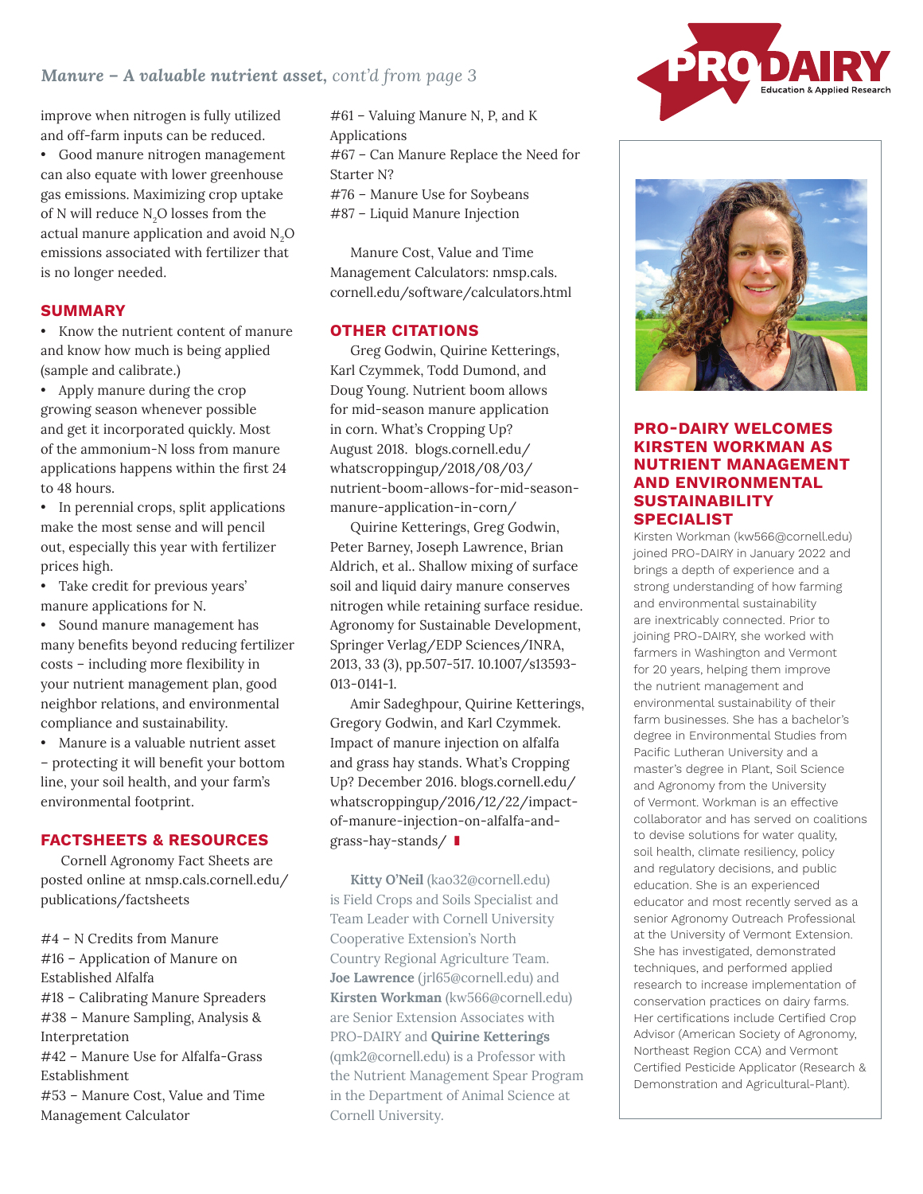*Manure – A valuable nutrient asset, cont'd from page 3*

improve when nitrogen is fully utilized and off-farm inputs can be reduced.

- Good manure nitrogen management can also equate with lower greenhouse gas emissions. Maximizing crop uptake of N will reduce $N_2O$ losses from the actual manure application and avoid $N_2O$ emissions associated with fertilizer that is no longer needed.

## SUMMARY

- Know the nutrient content of manure and know how much is being applied (sample and calibrate.)
- Apply manure during the crop growing season whenever possible and get it incorporated quickly. Most of the ammonium-N loss from manure applications happens within the first 24 to 48 hours.
- In perennial crops, split applications make the most sense and will pencil out, especially this year with fertilizer prices high.
- Take credit for previous years' manure applications for N.
- Sound manure management has many benefits beyond reducing fertilizer costs – including more flexibility in your nutrient management plan, good neighbor relations, and environmental compliance and sustainability.
- Manure is a valuable nutrient asset – protecting it will benefit your bottom line, your soil health, and your farm's environmental footprint.

## FACTSHEETS & RESOURCES

Cornell Agronomy Fact Sheets are posted online at nmsp.cals.cornell.edu/publications/factsheets

#4 – N Credits from Manure
#16 – Application of Manure on Established Alfalfa
#18 – Calibrating Manure Spreaders
#38 – Manure Sampling, Analysis & Interpretation
#42 – Manure Use for Alfalfa-Grass Establishment
#53 – Manure Cost, Value and Time Management Calculator
#61 – Valuing Manure N, P, and K Applications
#67 – Can Manure Replace the Need for Starter N?
#76 – Manure Use for Soybeans
#87 – Liquid Manure Injection

Manure Cost, Value and Time Management Calculators: nmsp.cals.cornell.edu/software/calculators.html

## OTHER CITATIONS

Greg Godwin, Quirine Ketterings, Karl Czymmek, Todd Dumond, and Doug Young. Nutrient boom allows for mid-season manure application in corn. What's Cropping Up? August 2018. blogs.cornell.edu/whatscroppingup/2018/08/03/nutrient-boom-allows-for-mid-season-manure-application-in-corn/

Quirine Ketterings, Greg Godwin, Peter Barney, Joseph Lawrence, Brian Aldrich, et al.. Shallow mixing of surface soil and liquid dairy manure conserves nitrogen while retaining surface residue. Agronomy for Sustainable Development, Springer Verlag/EDP Sciences/INRA, 2013, 33 (3), pp.507-517. 10.1007/s13593-013-0141-1.

Amir Sadeghpour, Quirine Ketterings, Gregory Godwin, and Karl Czymmek. Impact of manure injection on alfalfa and grass hay stands. What's Cropping Up? December 2016. blogs.cornell.edu/whatscroppingup/2016/12/22/impact-of-manure-injection-on-alfalfa-and-grass-hay-stands/

**Kitty O'Neil** (kao32@cornell.edu) is Field Crops and Soils Specialist and Team Leader with Cornell University Cooperative Extension's North Country Regional Agriculture Team. **Joe Lawrence** (jrl65@cornell.edu) and **Kirsten Workman** (kw566@cornell.edu) are Senior Extension Associates with PRO-DAIRY and **Quirine Ketterings** (qmk2@cornell.edu) is a Professor with the Nutrient Management Spear Program in the Department of Animal Science at Cornell University.

## PRO-DAIRY WELCOMES KIRSTEN WORKMAN AS NUTRIENT MANAGEMENT AND ENVIRONMENTAL SUSTAINABILITY SPECIALIST

Kirsten Workman (kw566@cornell.edu) joined PRO-DAIRY in January 2022 and brings a depth of experience and a strong understanding of how farming and environmental sustainability are inextricably connected. Prior to joining PRO-DAIRY, she worked with farmers in Washington and Vermont for 20 years, helping them improve the nutrient management and environmental sustainability of their farm businesses. She has a bachelor's degree in Environmental Studies from Pacific Lutheran University and a master's degree in Plant, Soil Science and Agronomy from the University of Vermont. Workman is an effective collaborator and has served on coalitions to devise solutions for water quality, soil health, climate resiliency, policy and regulatory decisions, and public education. She is an experienced educator and most recently served as a senior Agronomy Outreach Professional at the University of Vermont Extension. She has investigated, demonstrated techniques, and performed applied research to increase implementation of conservation practices on dairy farms. Her certifications include Certified Crop Advisor (American Society of Agronomy, Northeast Region CCA) and Vermont Certified Pesticide Applicator (Research & Demonstration and Agricultural-Plant).